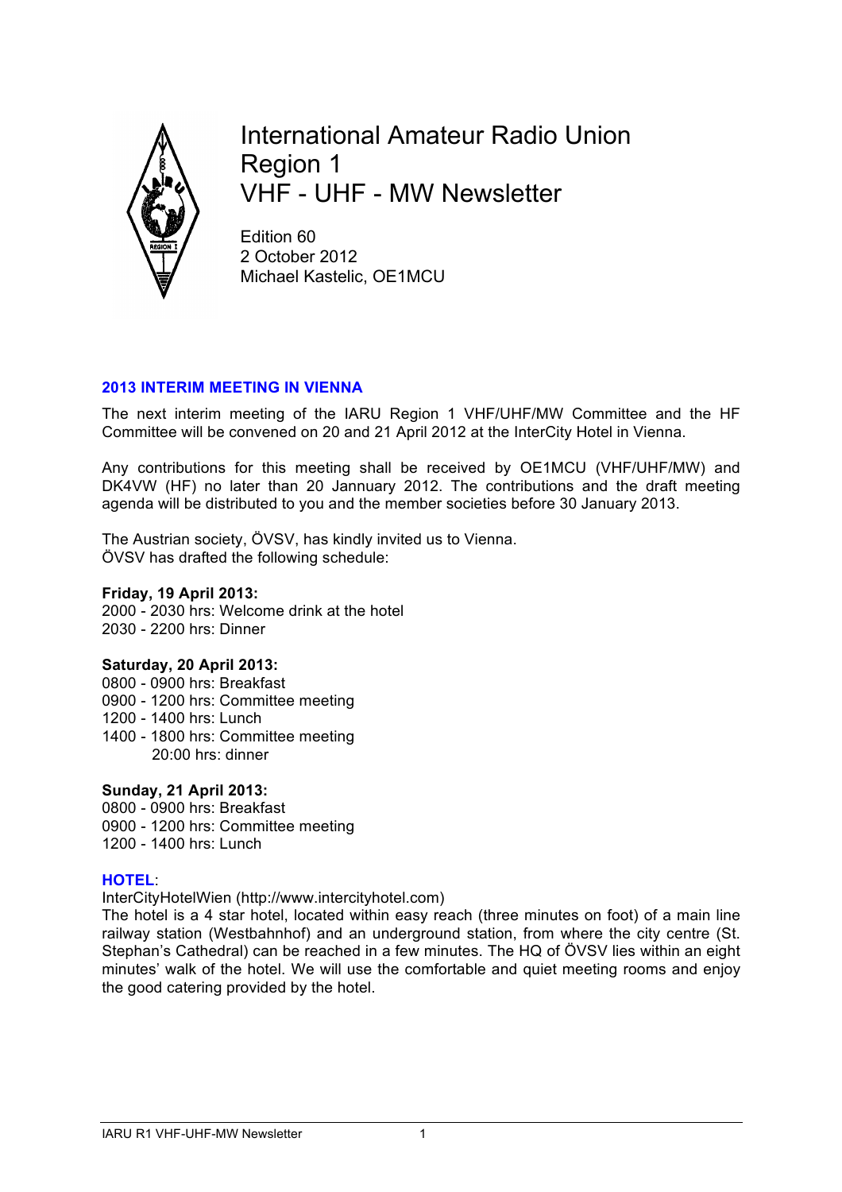# International Amateur Radio Union Region 1 VHF - UHF - MW Newsletter

Edition 60
2 October 2012
Michael Kastelic, OE1MCU

## 2013 INTERIM MEETING IN VIENNA

The next interim meeting of the IARU Region 1 VHF/UHF/MW Committee and the HF Committee will be convened on 20 and 21 April 2012 at the InterCity Hotel in Vienna.

Any contributions for this meeting shall be received by OE1MCU (VHF/UHF/MW) and DK4VW (HF) no later than 20 Jannuary 2012. The contributions and the draft meeting agenda will be distributed to you and the member societies before 30 January 2013.

The Austrian society, ÖVSV, has kindly invited us to Vienna.
ÖVSV has drafted the following schedule:

**Friday, 19 April 2013:**
2000 - 2030 hrs: Welcome drink at the hotel
2030 - 2200 hrs: Dinner

**Saturday, 20 April 2013:**
0800 - 0900 hrs: Breakfast
0900 - 1200 hrs: Committee meeting
1200 - 1400 hrs: Lunch
1400 - 1800 hrs: Committee meeting
20:00 hrs: dinner

**Sunday, 21 April 2013:**
0800 - 0900 hrs: Breakfast
0900 - 1200 hrs: Committee meeting
1200 - 1400 hrs: Lunch

**HOTEL**:

InterCityHotelWien (http://www.intercityhotel.com)
The hotel is a 4 star hotel, located within easy reach (three minutes on foot) of a main line railway station (Westbahnhof) and an underground station, from where the city centre (St. Stephan's Cathedral) can be reached in a few minutes. The HQ of ÖVSV lies within an eight minutes' walk of the hotel. We will use the comfortable and quiet meeting rooms and enjoy the good catering provided by the hotel.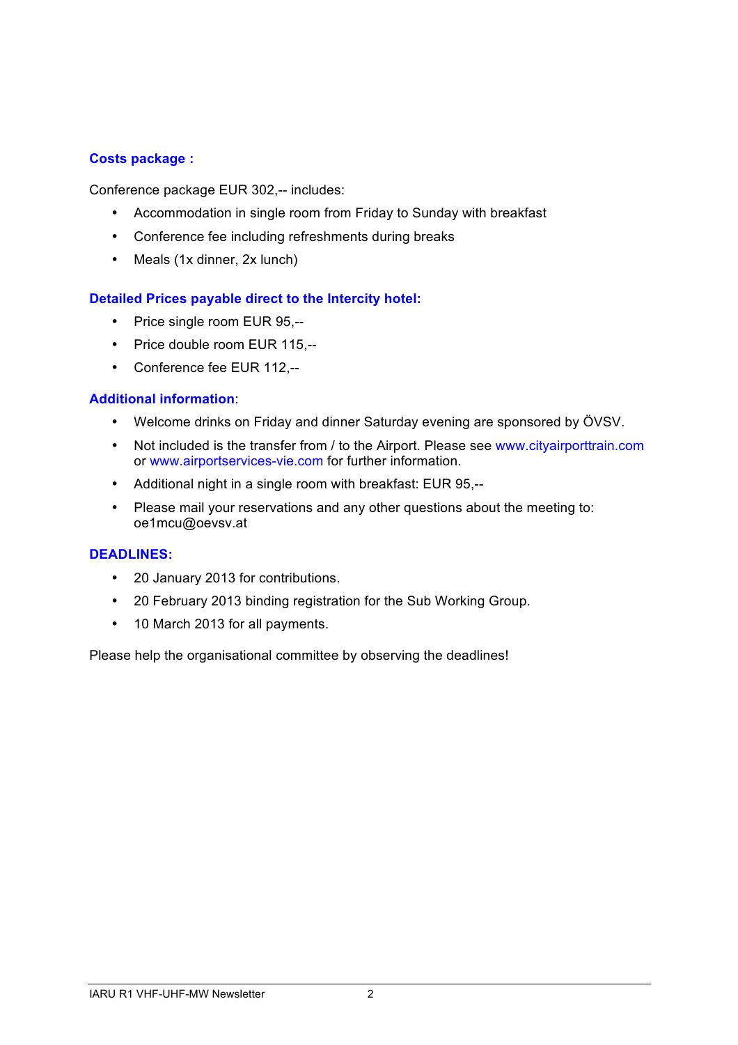### Costs package :

Conference package EUR 302,-- includes:

- Accommodation in single room from Friday to Sunday with breakfast
- Conference fee including refreshments during breaks
- Meals (1x dinner, 2x lunch)

### Detailed Prices payable direct to the Intercity hotel:

- Price single room EUR 95,--
- Price double room EUR 115,--
- Conference fee EUR 112,--

### Additional information:

- Welcome drinks on Friday and dinner Saturday evening are sponsored by ÖVSV.
- Not included is the transfer from / to the Airport. Please see www.cityairporttrain.com or www.airportservices-vie.com for further information.
- Additional night in a single room with breakfast: EUR 95,--
- Please mail your reservations and any other questions about the meeting to: oe1mcu@oevsv.at

### DEADLINES:

- 20 January 2013 for contributions.
- 20 February 2013 binding registration for the Sub Working Group.
- 10 March 2013 for all payments.

Please help the organisational committee by observing the deadlines!